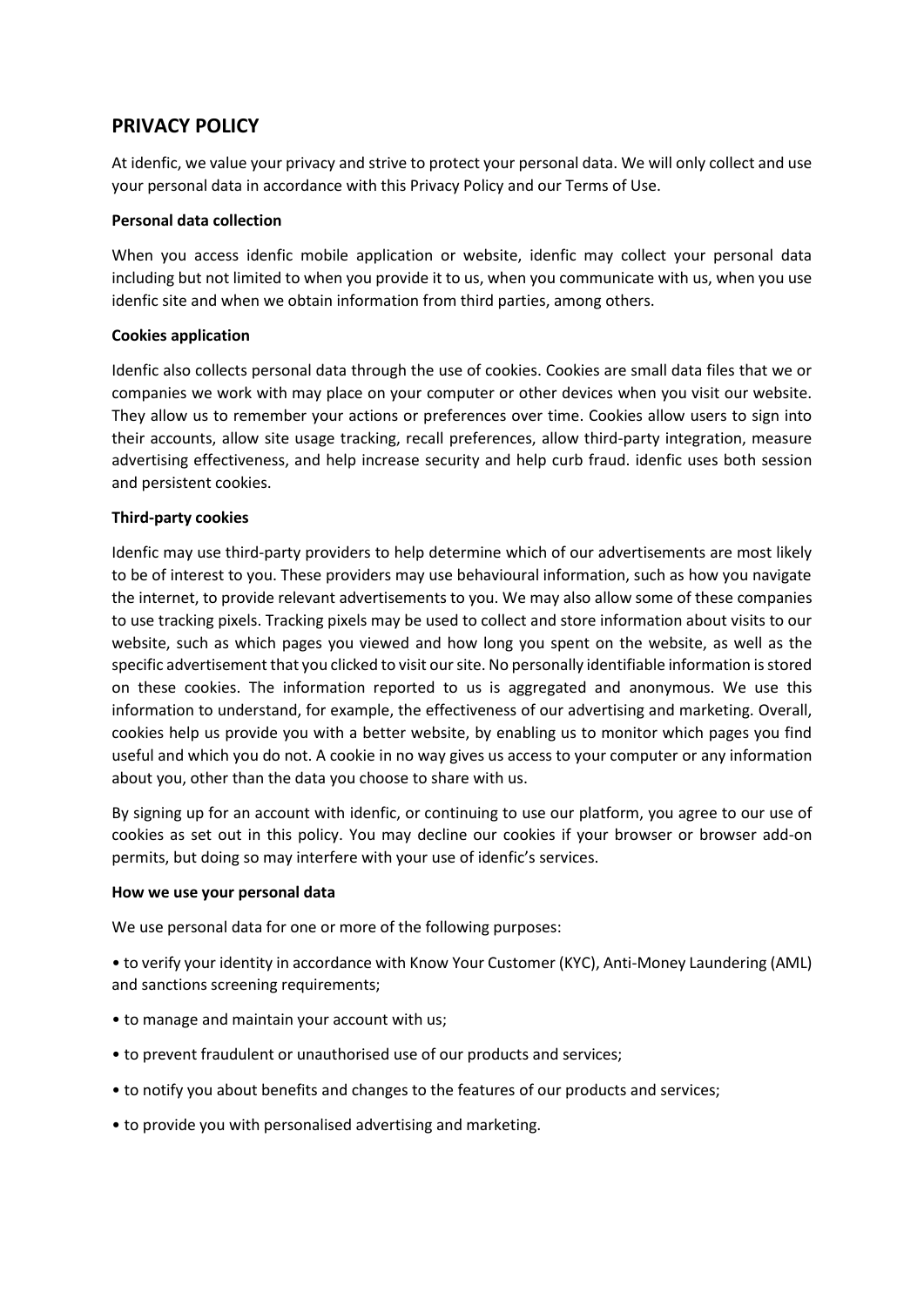## PRIVACY POLICY

At idenfic, we value your privacy and strive to protect your personal data. We will only collect and use your personal data in accordance with this Privacy Policy and our Terms of Use.

**Personal data collection**

When you access idenfic mobile application or website, idenfic may collect your personal data including but not limited to when you provide it to us, when you communicate with us, when you use idenfic site and when we obtain information from third parties, among others.

**Cookies application**

Idenfic also collects personal data through the use of cookies. Cookies are small data files that we or companies we work with may place on your computer or other devices when you visit our website. They allow us to remember your actions or preferences over time. Cookies allow users to sign into their accounts, allow site usage tracking, recall preferences, allow third-party integration, measure advertising effectiveness, and help increase security and help curb fraud. idenfic uses both session and persistent cookies.

**Third-party cookies**

Idenfic may use third-party providers to help determine which of our advertisements are most likely to be of interest to you. These providers may use behavioural information, such as how you navigate the internet, to provide relevant advertisements to you. We may also allow some of these companies to use tracking pixels. Tracking pixels may be used to collect and store information about visits to our website, such as which pages you viewed and how long you spent on the website, as well as the specific advertisement that you clicked to visit our site. No personally identifiable information is stored on these cookies. The information reported to us is aggregated and anonymous. We use this information to understand, for example, the effectiveness of our advertising and marketing. Overall, cookies help us provide you with a better website, by enabling us to monitor which pages you find useful and which you do not. A cookie in no way gives us access to your computer or any information about you, other than the data you choose to share with us.

By signing up for an account with idenfic, or continuing to use our platform, you agree to our use of cookies as set out in this policy. You may decline our cookies if your browser or browser add-on permits, but doing so may interfere with your use of idenfic's services.

**How we use your personal data**

We use personal data for one or more of the following purposes:

- to verify your identity in accordance with Know Your Customer (KYC), Anti-Money Laundering (AML) and sanctions screening requirements;
- to manage and maintain your account with us;
- to prevent fraudulent or unauthorised use of our products and services;
- to notify you about benefits and changes to the features of our products and services;
- to provide you with personalised advertising and marketing.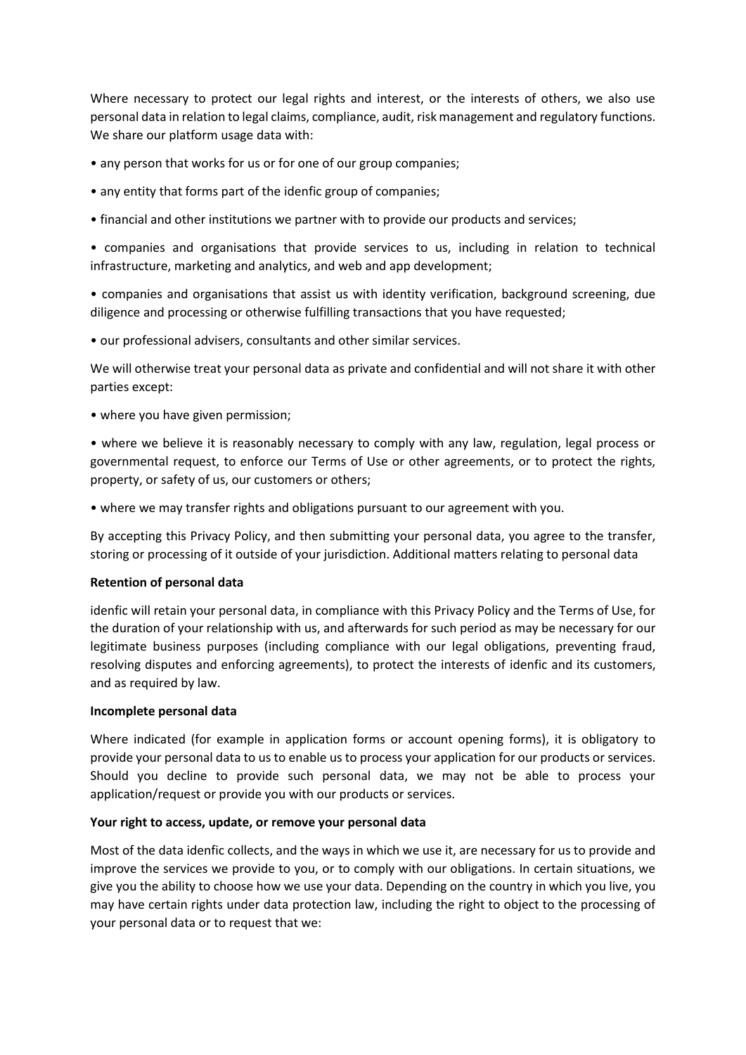Where necessary to protect our legal rights and interest, or the interests of others, we also use personal data in relation to legal claims, compliance, audit, risk management and regulatory functions. We share our platform usage data with:

- any person that works for us or for one of our group companies;
- any entity that forms part of the idenfic group of companies;
- financial and other institutions we partner with to provide our products and services;
- companies and organisations that provide services to us, including in relation to technical infrastructure, marketing and analytics, and web and app development;
- companies and organisations that assist us with identity verification, background screening, due diligence and processing or otherwise fulfilling transactions that you have requested;
- our professional advisers, consultants and other similar services.

We will otherwise treat your personal data as private and confidential and will not share it with other parties except:

- where you have given permission;
- where we believe it is reasonably necessary to comply with any law, regulation, legal process or governmental request, to enforce our Terms of Use or other agreements, or to protect the rights, property, or safety of us, our customers or others;
- where we may transfer rights and obligations pursuant to our agreement with you.

By accepting this Privacy Policy, and then submitting your personal data, you agree to the transfer, storing or processing of it outside of your jurisdiction. Additional matters relating to personal data

**Retention of personal data**

idenfic will retain your personal data, in compliance with this Privacy Policy and the Terms of Use, for the duration of your relationship with us, and afterwards for such period as may be necessary for our legitimate business purposes (including compliance with our legal obligations, preventing fraud, resolving disputes and enforcing agreements), to protect the interests of idenfic and its customers, and as required by law.

**Incomplete personal data**

Where indicated (for example in application forms or account opening forms), it is obligatory to provide your personal data to us to enable us to process your application for our products or services. Should you decline to provide such personal data, we may not be able to process your application/request or provide you with our products or services.

**Your right to access, update, or remove your personal data**

Most of the data idenfic collects, and the ways in which we use it, are necessary for us to provide and improve the services we provide to you, or to comply with our obligations. In certain situations, we give you the ability to choose how we use your data. Depending on the country in which you live, you may have certain rights under data protection law, including the right to object to the processing of your personal data or to request that we: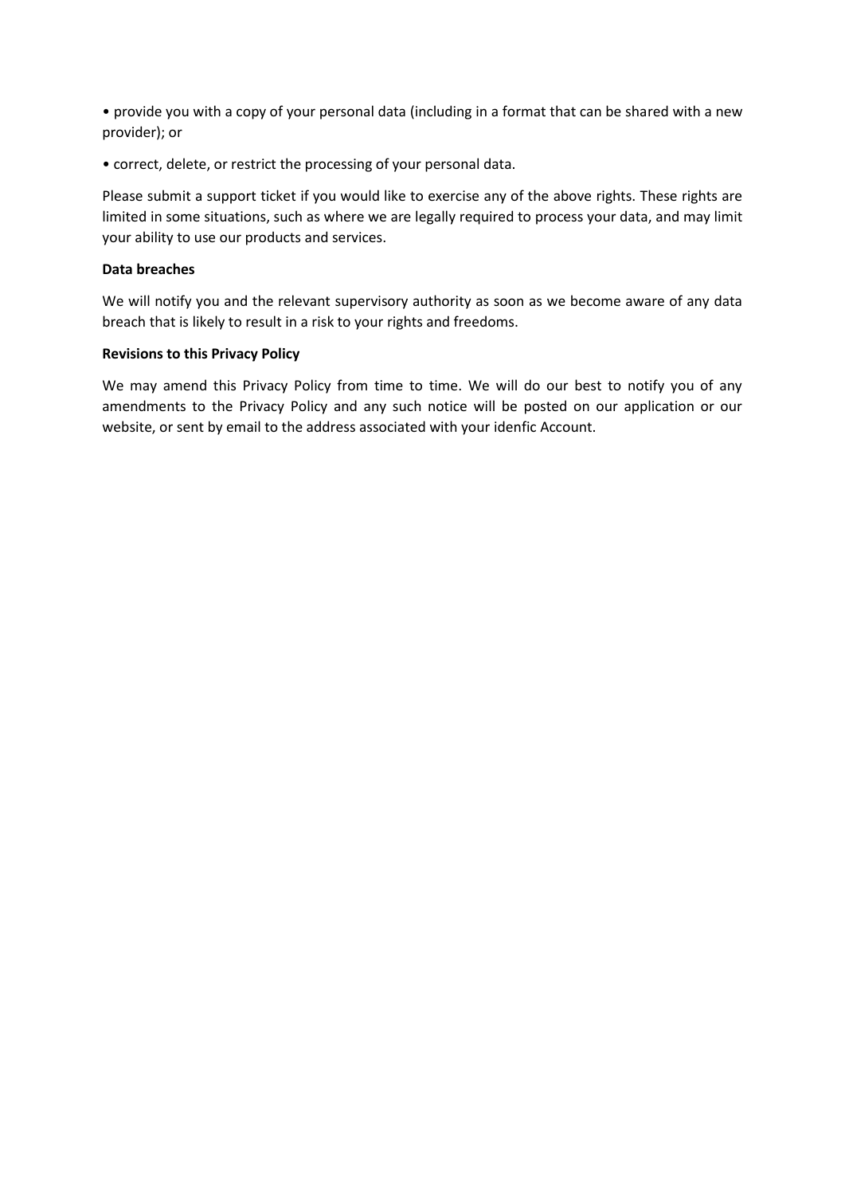• provide you with a copy of your personal data (including in a format that can be shared with a new provider); or

• correct, delete, or restrict the processing of your personal data.

Please submit a support ticket if you would like to exercise any of the above rights. These rights are limited in some situations, such as where we are legally required to process your data, and may limit your ability to use our products and services.

**Data breaches**

We will notify you and the relevant supervisory authority as soon as we become aware of any data breach that is likely to result in a risk to your rights and freedoms.

**Revisions to this Privacy Policy**

We may amend this Privacy Policy from time to time. We will do our best to notify you of any amendments to the Privacy Policy and any such notice will be posted on our application or our website, or sent by email to the address associated with your idenfic Account.